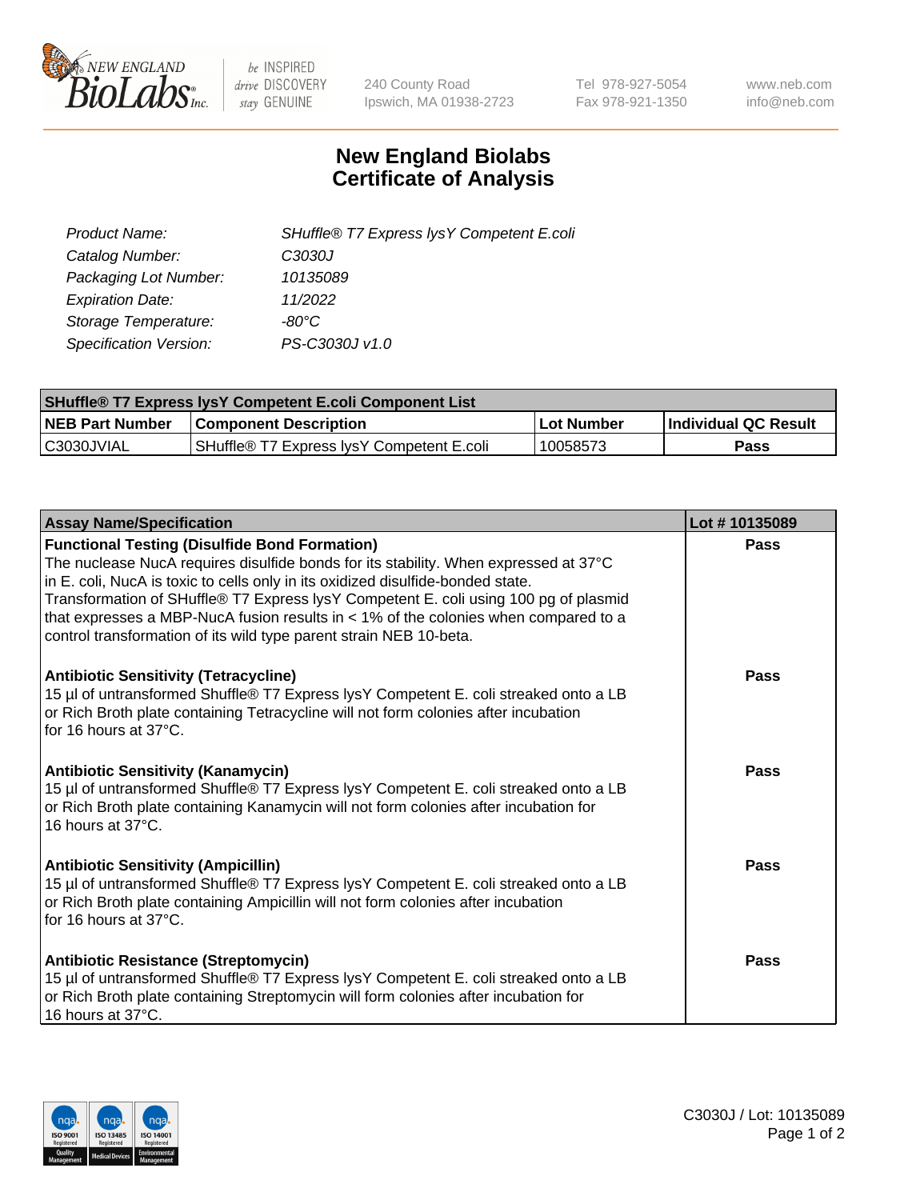New England BioLabs Inc. — be INSPIRED drive DISCOVERY stay GENUINE

240 County Road
Ipswich, MA 01938-2723

Tel 978-927-5054
Fax 978-921-1350

www.neb.com
info@neb.com

# New England Biolabs Certificate of Analysis

| | |
|---|---|
| *Product Name:* | *SHuffle® T7 Express lysY Competent E.coli* |
| *Catalog Number:* | *C3030J* |
| *Packaging Lot Number:* | *10135089* |
| *Expiration Date:* | *11/2022* |
| *Storage Temperature:* | *-80°C* |
| *Specification Version:* | *PS-C3030J v1.0* |

| SHuffle® T7 Express lysY Competent E.coli Component List | | | |
|---|---|---|---|
| **NEB Part Number** | **Component Description** | **Lot Number** | **Individual QC Result** |
| C3030JVIAL | SHuffle® T7 Express lysY Competent E.coli | 10058573 | **Pass** |

| Assay Name/Specification | Lot # 10135089 |
|---|---|
| **Functional Testing (Disulfide Bond Formation)** The nuclease NucA requires disulfide bonds for its stability. When expressed at 37°C in E. coli, NucA is toxic to cells only in its oxidized disulfide-bonded state. Transformation of SHuffle® T7 Express lysY Competent E. coli using 100 pg of plasmid that expresses a MBP-NucA fusion results in < 1% of the colonies when compared to a control transformation of its wild type parent strain NEB 10-beta. | **Pass** |
| **Antibiotic Sensitivity (Tetracycline)** 15 µl of untransformed Shuffle® T7 Express lysY Competent E. coli streaked onto a LB or Rich Broth plate containing Tetracycline will not form colonies after incubation for 16 hours at 37°C. | **Pass** |
| **Antibiotic Sensitivity (Kanamycin)** 15 µl of untransformed Shuffle® T7 Express lysY Competent E. coli streaked onto a LB or Rich Broth plate containing Kanamycin will not form colonies after incubation for 16 hours at 37°C. | **Pass** |
| **Antibiotic Sensitivity (Ampicillin)** 15 µl of untransformed Shuffle® T7 Express lysY Competent E. coli streaked onto a LB or Rich Broth plate containing Ampicillin will not form colonies after incubation for 16 hours at 37°C. | **Pass** |
| **Antibiotic Resistance (Streptomycin)** 15 µl of untransformed Shuffle® T7 Express lysY Competent E. coli streaked onto a LB or Rich Broth plate containing Streptomycin will form colonies after incubation for 16 hours at 37°C. | **Pass** |

C3030J / Lot: 10135089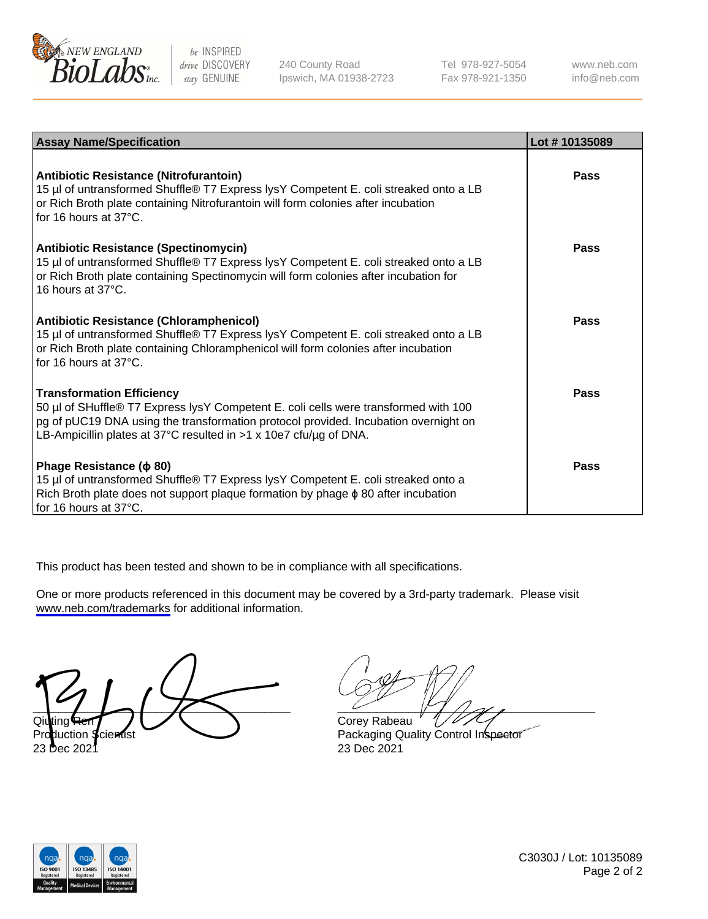New England BioLabs Inc. — be INSPIRED drive DISCOVERY stay GENUINE

240 County Road
Ipswich, MA 01938-2723

Tel 978-927-5054
Fax 978-921-1350

www.neb.com
info@neb.com

| Assay Name/Specification | Lot # 10135089 |
| --- | --- |
| **Antibiotic Resistance (Nitrofurantoin)**<br>15 µl of untransformed Shuffle® T7 Express lysY Competent E. coli streaked onto a LB or Rich Broth plate containing Nitrofurantoin will form colonies after incubation for 16 hours at 37°C. | **Pass** |
| **Antibiotic Resistance (Spectinomycin)**<br>15 µl of untransformed Shuffle® T7 Express lysY Competent E. coli streaked onto a LB or Rich Broth plate containing Spectinomycin will form colonies after incubation for 16 hours at 37°C. | **Pass** |
| **Antibiotic Resistance (Chloramphenicol)**<br>15 µl of untransformed Shuffle® T7 Express lysY Competent E. coli streaked onto a LB or Rich Broth plate containing Chloramphenicol will form colonies after incubation for 16 hours at 37°C. | **Pass** |
| **Transformation Efficiency**<br>50 µl of SHuffle® T7 Express lysY Competent E. coli cells were transformed with 100 pg of pUC19 DNA using the transformation protocol provided. Incubation overnight on LB-Ampicillin plates at 37°C resulted in >1 x 10e7 cfu/µg of DNA. | **Pass** |
| **Phage Resistance (ϕ 80)**<br>15 µl of untransformed Shuffle® T7 Express lysY Competent E. coli streaked onto a Rich Broth plate does not support plaque formation by phage ϕ 80 after incubation for 16 hours at 37°C. | **Pass** |

This product has been tested and shown to be in compliance with all specifications.

One or more products referenced in this document may be covered by a 3rd-party trademark. Please visit www.neb.com/trademarks for additional information.

Qiuting Ren
Production Scientist
23 Dec 2021

Corey Rabeau
Packaging Quality Control Inspector
23 Dec 2021

ISO 9001 Registered Quality Management | ISO 13485 Registered Medical Devices | ISO 14001 Registered Environmental Management

C3030J / Lot: 10135089